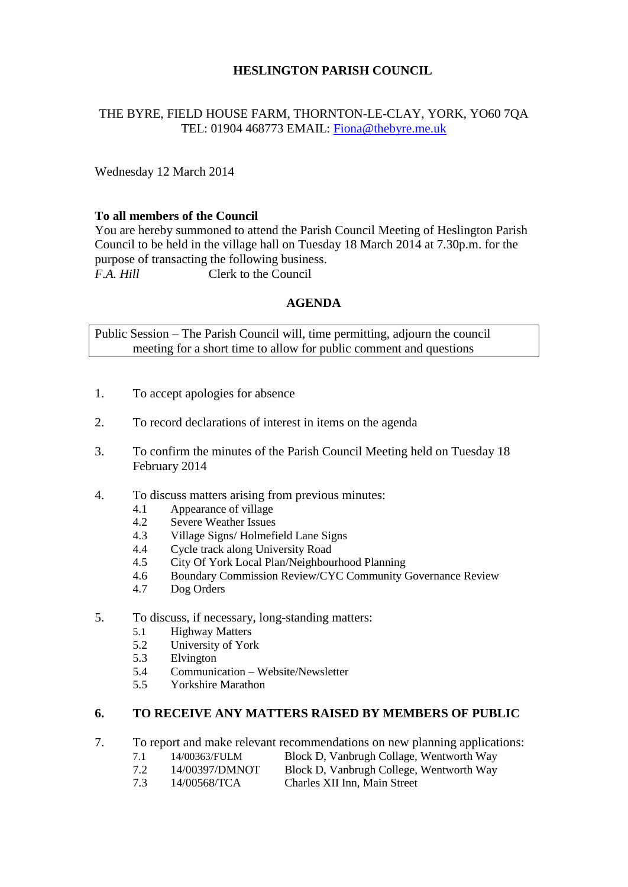# HESLINGTON PARISH COUNCIL

THE BYRE, FIELD HOUSE FARM, THORNTON-LE-CLAY, YORK, YO60 7QA
TEL: 01904 468773 EMAIL: Fiona@thebyre.me.uk

Wednesday 12 March 2014

**To all members of the Council**
You are hereby summoned to attend the Parish Council Meeting of Heslington Parish Council to be held in the village hall on Tuesday 18 March 2014 at 7.30p.m. for the purpose of transacting the following business.
*F.A. Hill* Clerk to the Council

## AGENDA

Public Session – The Parish Council will, time permitting, adjourn the council meeting for a short time to allow for public comment and questions

1. To accept apologies for absence

2. To record declarations of interest in items on the agenda

3. To confirm the minutes of the Parish Council Meeting held on Tuesday 18 February 2014

4. To discuss matters arising from previous minutes:
   - 4.1 Appearance of village
   - 4.2 Severe Weather Issues
   - 4.3 Village Signs/ Holmefield Lane Signs
   - 4.4 Cycle track along University Road
   - 4.5 City Of York Local Plan/Neighbourhood Planning
   - 4.6 Boundary Commission Review/CYC Community Governance Review
   - 4.7 Dog Orders

5. To discuss, if necessary, long-standing matters:
   - 5.1 Highway Matters
   - 5.2 University of York
   - 5.3 Elvington
   - 5.4 Communication – Website/Newsletter
   - 5.5 Yorkshire Marathon

6. **TO RECEIVE ANY MATTERS RAISED BY MEMBERS OF PUBLIC**

7. To report and make relevant recommendations on new planning applications:
   - 7.1 14/00363/FULM Block D, Vanbrugh Collage, Wentworth Way
   - 7.2 14/00397/DMNOT Block D, Vanbrugh Collage, Wentworth Way
   - 7.3 14/00568/TCA Charles XII Inn, Main Street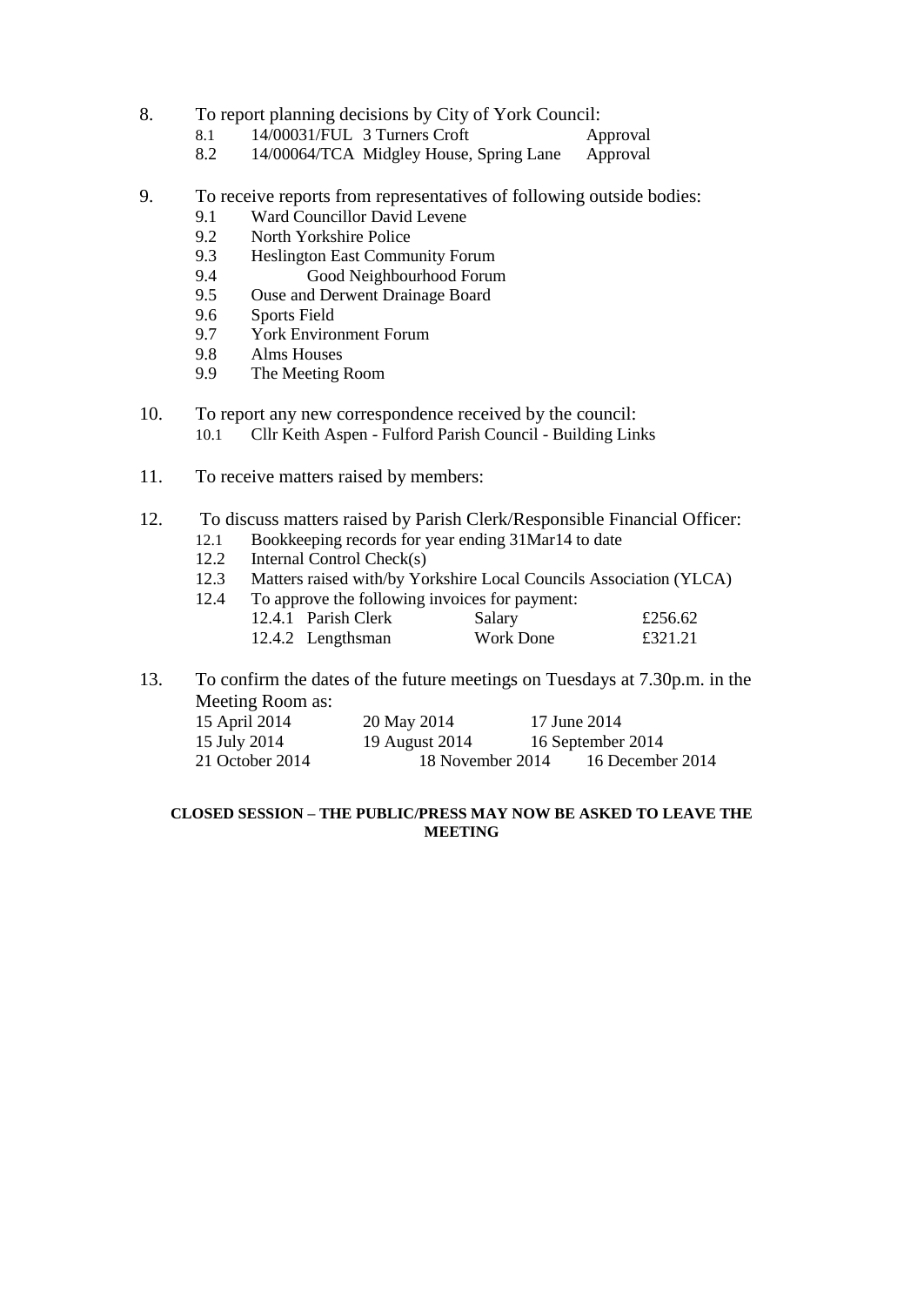8. To report planning decisions by City of York Council:
   - 8.1 14/00031/FUL 3 Turners Croft Approval
   - 8.2 14/00064/TCA Midgley House, Spring Lane Approval

9. To receive reports from representatives of following outside bodies:
   - 9.1 Ward Councillor David Levene
   - 9.2 North Yorkshire Police
   - 9.3 Heslington East Community Forum
   - 9.4 Good Neighbourhood Forum
   - 9.5 Ouse and Derwent Drainage Board
   - 9.6 Sports Field
   - 9.7 York Environment Forum
   - 9.8 Alms Houses
   - 9.9 The Meeting Room

10. To report any new correspondence received by the council:
    - 10.1 Cllr Keith Aspen - Fulford Parish Council - Building Links

11. To receive matters raised by members:

12. To discuss matters raised by Parish Clerk/Responsible Financial Officer:
    - 12.1 Bookkeeping records for year ending 31Mar14 to date
    - 12.2 Internal Control Check(s)
    - 12.3 Matters raised with/by Yorkshire Local Councils Association (YLCA)
    - 12.4 To approve the following invoices for payment:

| | | | |
|---|---|---|---|
| 12.4.1 | Parish Clerk | Salary | £256.62 |
| 12.4.2 | Lengthsman | Work Done | £321.21 |

13. To confirm the dates of the future meetings on Tuesdays at 7.30p.m. in the Meeting Room as:

| | | |
|---|---|---|
| 15 April 2014 | 20 May 2014 | 17 June 2014 |
| 15 July 2014 | 19 August 2014 | 16 September 2014 |
| 21 October 2014 | 18 November 2014 | 16 December 2014 |

**CLOSED SESSION – THE PUBLIC/PRESS MAY NOW BE ASKED TO LEAVE THE MEETING**